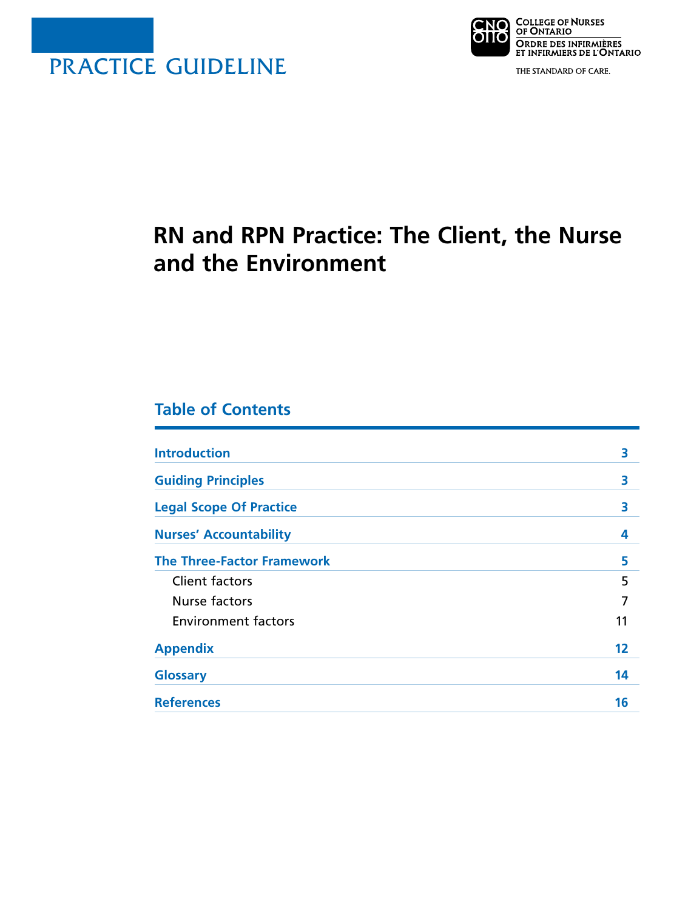PRACTICE GUIDELINE

College of Nurses of Ontario
Ordre des infirmières et infirmiers de l'Ontario

THE STANDARD OF CARE.

# RN and RPN Practice: The Client, the Nurse and the Environment

## Table of Contents

| | |
|---|---|
| **Introduction** | **3** |
| **Guiding Principles** | **3** |
| **Legal Scope Of Practice** | **3** |
| **Nurses' Accountability** | **4** |
| **The Three-Factor Framework** | **5** |
| Client factors | 5 |
| Nurse factors | 7 |
| Environment factors | 11 |
| **Appendix** | **12** |
| **Glossary** | **14** |
| **References** | **16** |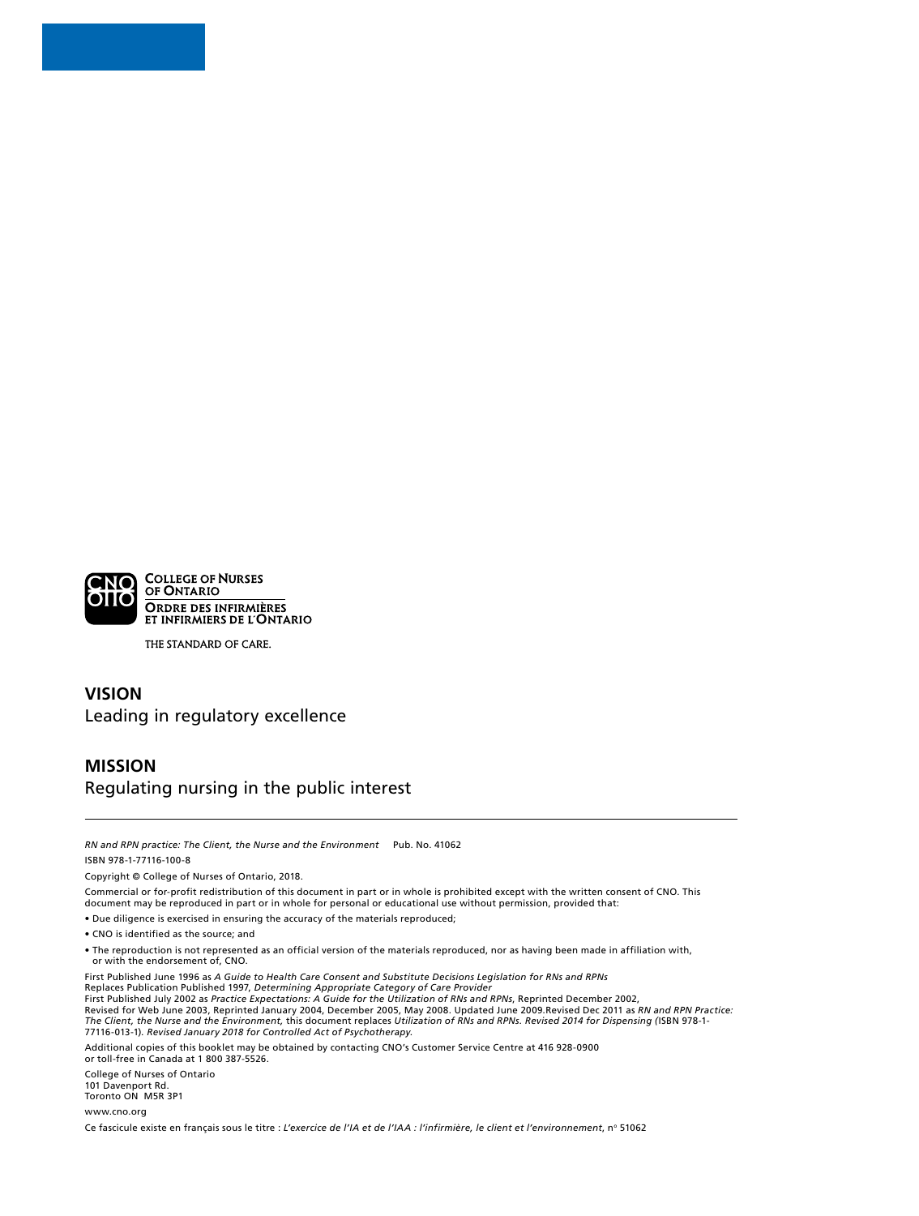College of Nurses of Ontario
Ordre des infirmières et infirmiers de l'Ontario

THE STANDARD OF CARE.

## VISION

Leading in regulatory excellence

## MISSION

Regulating nursing in the public interest

---

*RN and RPN practice: The Client, the Nurse and the Environment* Pub. No. 41062

ISBN 978-1-77116-100-8

Copyright © College of Nurses of Ontario, 2018.

Commercial or for-profit redistribution of this document in part or in whole is prohibited except with the written consent of CNO. This document may be reproduced in part or in whole for personal or educational use without permission, provided that:

- Due diligence is exercised in ensuring the accuracy of the materials reproduced;
- CNO is identified as the source; and
- The reproduction is not represented as an official version of the materials reproduced, nor as having been made in affiliation with, or with the endorsement of, CNO.

First Published June 1996 as *A Guide to Health Care Consent and Substitute Decisions Legislation for RNs and RPNs*
Replaces Publication Published 1997, *Determining Appropriate Category of Care Provider*
First Published July 2002 as *Practice Expectations: A Guide for the Utilization of RNs and RPNs*, Reprinted December 2002,
Revised for Web June 2003, Reprinted January 2004, December 2005, May 2008. Updated June 2009.Revised Dec 2011 as *RN and RPN Practice: The Client, the Nurse and the Environment,* this document replaces *Utilization of RNs and RPNs. Revised 2014 for Dispensing (*ISBN 978-1-77116-013-1). *Revised January 2018 for Controlled Act of Psychotherapy.*

Additional copies of this booklet may be obtained by contacting CNO's Customer Service Centre at 416 928-0900 or toll-free in Canada at 1 800 387-5526.

College of Nurses of Ontario
101 Davenport Rd.
Toronto ON M5R 3P1

www.cno.org

Ce fascicule existe en français sous le titre : *L'exercice de l'IA et de l'IAA : l'infirmière, le client et l'environnement*, nº 51062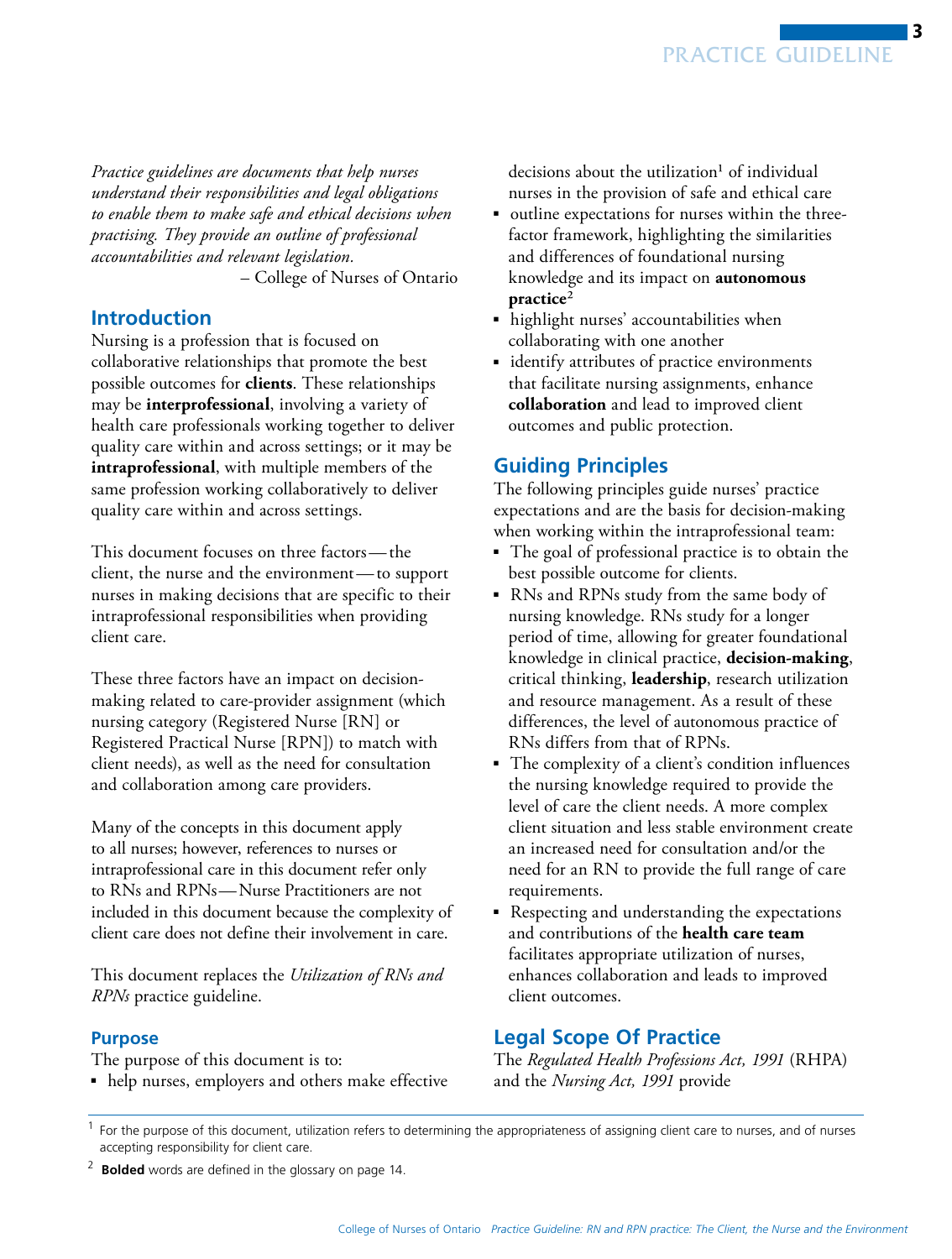*Practice guidelines are documents that help nurses understand their responsibilities and legal obligations to enable them to make safe and ethical decisions when practising. They provide an outline of professional accountabilities and relevant legislation.*

– College of Nurses of Ontario

## Introduction

Nursing is a profession that is focused on collaborative relationships that promote the best possible outcomes for **clients**. These relationships may be **interprofessional**, involving a variety of health care professionals working together to deliver quality care within and across settings; or it may be **intraprofessional**, with multiple members of the same profession working collaboratively to deliver quality care within and across settings.

This document focuses on three factors — the client, the nurse and the environment — to support nurses in making decisions that are specific to their intraprofessional responsibilities when providing client care.

These three factors have an impact on decision-making related to care-provider assignment (which nursing category (Registered Nurse [RN] or Registered Practical Nurse [RPN]) to match with client needs), as well as the need for consultation and collaboration among care providers.

Many of the concepts in this document apply to all nurses; however, references to nurses or intraprofessional care in this document refer only to RNs and RPNs — Nurse Practitioners are not included in this document because the complexity of client care does not define their involvement in care.

This document replaces the *Utilization of RNs and RPNs* practice guideline.

### Purpose

The purpose of this document is to:

- help nurses, employers and others make effective decisions about the utilization[1] of individual nurses in the provision of safe and ethical care
- outline expectations for nurses within the three-factor framework, highlighting the similarities and differences of foundational nursing knowledge and its impact on **autonomous practice**[2]
- highlight nurses' accountabilities when collaborating with one another
- identify attributes of practice environments that facilitate nursing assignments, enhance **collaboration** and lead to improved client outcomes and public protection.

## Guiding Principles

The following principles guide nurses' practice expectations and are the basis for decision-making when working within the intraprofessional team:

- The goal of professional practice is to obtain the best possible outcome for clients.
- RNs and RPNs study from the same body of nursing knowledge. RNs study for a longer period of time, allowing for greater foundational knowledge in clinical practice, **decision-making**, critical thinking, **leadership**, research utilization and resource management. As a result of these differences, the level of autonomous practice of RNs differs from that of RPNs.
- The complexity of a client's condition influences the nursing knowledge required to provide the level of care the client needs. A more complex client situation and less stable environment create an increased need for consultation and/or the need for an RN to provide the full range of care requirements.
- Respecting and understanding the expectations and contributions of the **health care team** facilitates appropriate utilization of nurses, enhances collaboration and leads to improved client outcomes.

## Legal Scope Of Practice

The *Regulated Health Professions Act, 1991* (RHPA) and the *Nursing Act, 1991* provide

---

[1] For the purpose of this document, utilization refers to determining the appropriateness of assigning client care to nurses, and of nurses accepting responsibility for client care.

[2] **Bolded** words are defined in the glossary on page 14.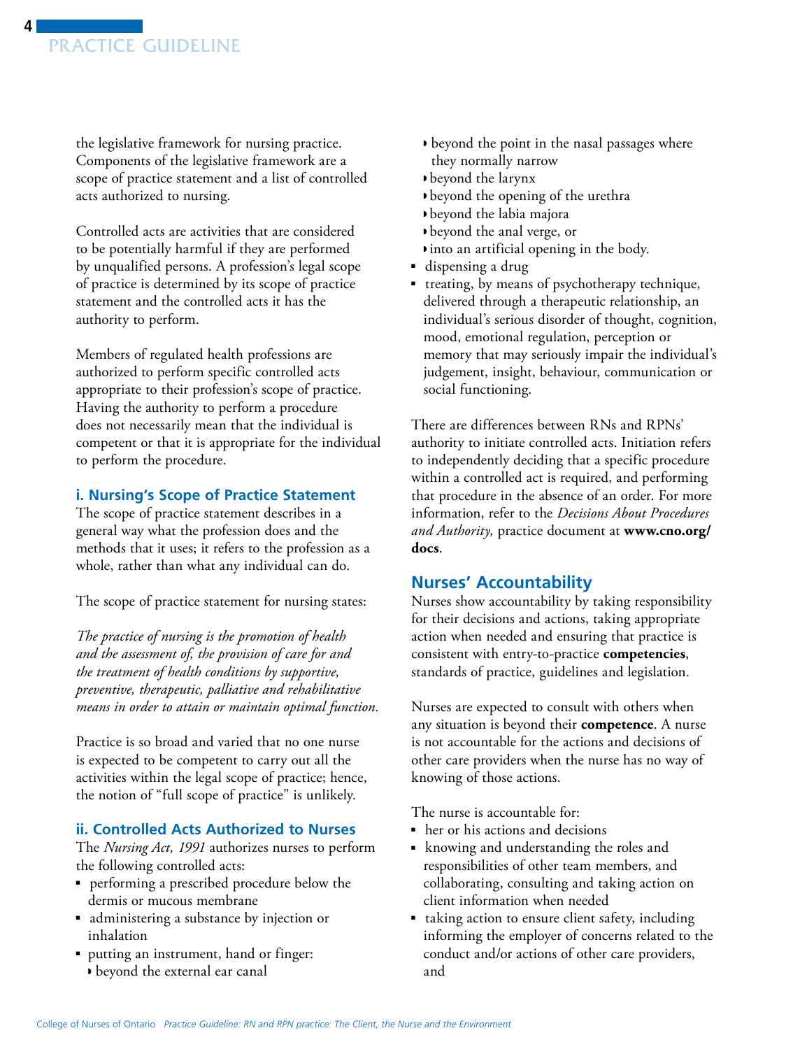the legislative framework for nursing practice. Components of the legislative framework are a scope of practice statement and a list of controlled acts authorized to nursing.

Controlled acts are activities that are considered to be potentially harmful if they are performed by unqualified persons. A profession's legal scope of practice is determined by its scope of practice statement and the controlled acts it has the authority to perform.

Members of regulated health professions are authorized to perform specific controlled acts appropriate to their profession's scope of practice. Having the authority to perform a procedure does not necessarily mean that the individual is competent or that it is appropriate for the individual to perform the procedure.

### i. Nursing's Scope of Practice Statement

The scope of practice statement describes in a general way what the profession does and the methods that it uses; it refers to the profession as a whole, rather than what any individual can do.

The scope of practice statement for nursing states:

*The practice of nursing is the promotion of health and the assessment of, the provision of care for and the treatment of health conditions by supportive, preventive, therapeutic, palliative and rehabilitative means in order to attain or maintain optimal function.*

Practice is so broad and varied that no one nurse is expected to be competent to carry out all the activities within the legal scope of practice; hence, the notion of "full scope of practice" is unlikely.

### ii. Controlled Acts Authorized to Nurses

The *Nursing Act, 1991* authorizes nurses to perform the following controlled acts:

- performing a prescribed procedure below the dermis or mucous membrane
- administering a substance by injection or inhalation
- putting an instrument, hand or finger:
  - beyond the external ear canal
  - beyond the point in the nasal passages where they normally narrow
  - beyond the larynx
  - beyond the opening of the urethra
  - beyond the labia majora
  - beyond the anal verge, or
  - into an artificial opening in the body.
- dispensing a drug
- treating, by means of psychotherapy technique, delivered through a therapeutic relationship, an individual's serious disorder of thought, cognition, mood, emotional regulation, perception or memory that may seriously impair the individual's judgement, insight, behaviour, communication or social functioning.

There are differences between RNs and RPNs' authority to initiate controlled acts. Initiation refers to independently deciding that a specific procedure within a controlled act is required, and performing that procedure in the absence of an order. For more information, refer to the *Decisions About Procedures and Authority,* practice document at **www.cno.org/docs**.

## Nurses' Accountability

Nurses show accountability by taking responsibility for their decisions and actions, taking appropriate action when needed and ensuring that practice is consistent with entry-to-practice **competencies**, standards of practice, guidelines and legislation.

Nurses are expected to consult with others when any situation is beyond their **competence**. A nurse is not accountable for the actions and decisions of other care providers when the nurse has no way of knowing of those actions.

The nurse is accountable for:

- her or his actions and decisions
- knowing and understanding the roles and responsibilities of other team members, and collaborating, consulting and taking action on client information when needed
- taking action to ensure client safety, including informing the employer of concerns related to the conduct and/or actions of other care providers, and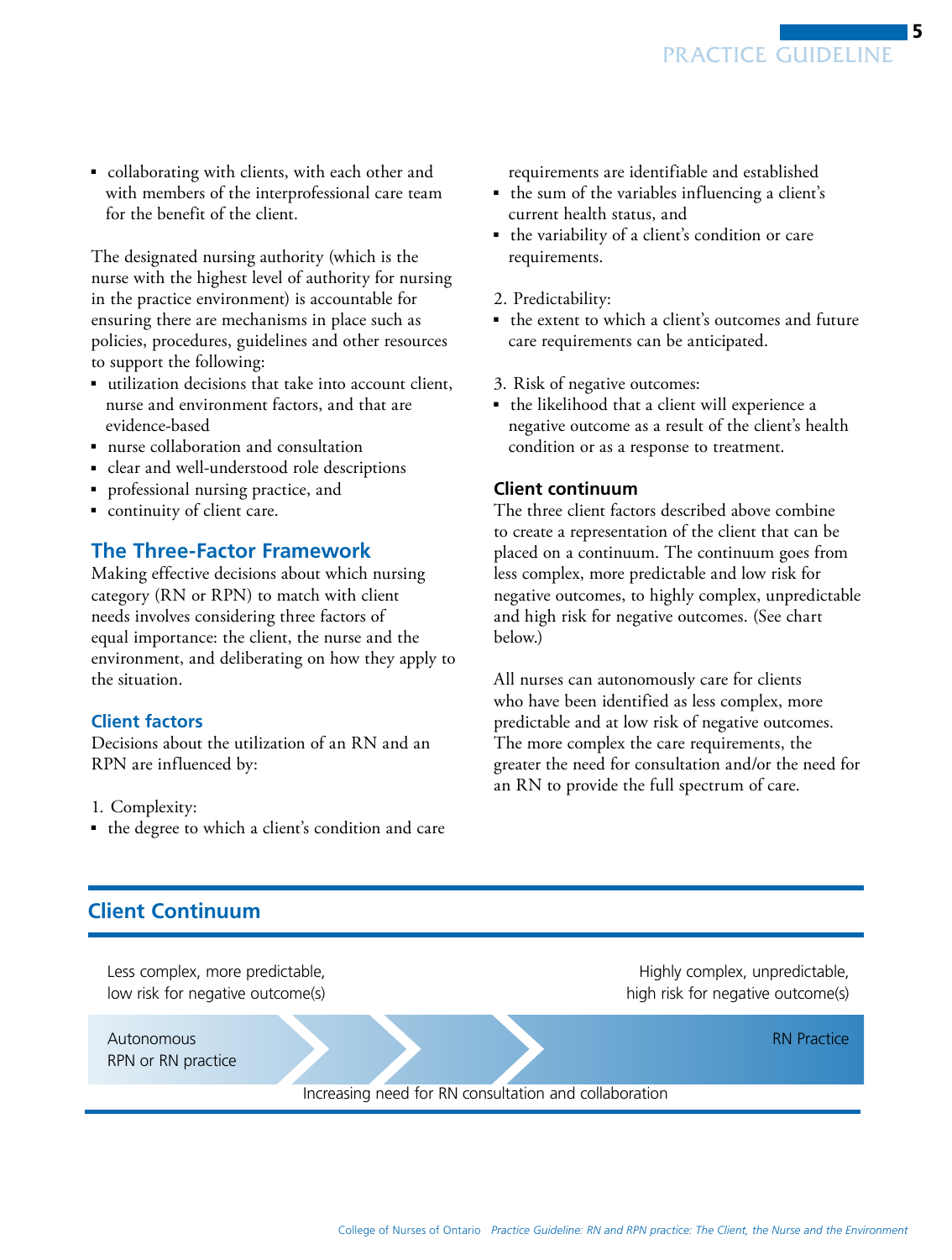- collaborating with clients, with each other and with members of the interprofessional care team for the benefit of the client.

The designated nursing authority (which is the nurse with the highest level of authority for nursing in the practice environment) is accountable for ensuring there are mechanisms in place such as policies, procedures, guidelines and other resources to support the following:

- utilization decisions that take into account client, nurse and environment factors, and that are evidence-based
- nurse collaboration and consultation
- clear and well-understood role descriptions
- professional nursing practice, and
- continuity of client care.

## The Three-Factor Framework

Making effective decisions about which nursing category (RN or RPN) to match with client needs involves considering three factors of equal importance: the client, the nurse and the environment, and deliberating on how they apply to the situation.

### Client factors

Decisions about the utilization of an RN and an RPN are influenced by:

1. Complexity:
   - the degree to which a client's condition and care requirements are identifiable and established
   - the sum of the variables influencing a client's current health status, and
   - the variability of a client's condition or care requirements.

2. Predictability:
   - the extent to which a client's outcomes and future care requirements can be anticipated.

3. Risk of negative outcomes:
   - the likelihood that a client will experience a negative outcome as a result of the client's health condition or as a response to treatment.

### Client continuum

The three client factors described above combine to create a representation of the client that can be placed on a continuum. The continuum goes from less complex, more predictable and low risk for negative outcomes, to highly complex, unpredictable and high risk for negative outcomes. (See chart below.)

All nurses can autonomously care for clients who have been identified as less complex, more predictable and at low risk of negative outcomes. The more complex the care requirements, the greater the need for consultation and/or the need for an RN to provide the full spectrum of care.

## Client Continuum

| Less complex, more predictable, low risk for negative outcome(s) | Highly complex, unpredictable, high risk for negative outcome(s) |
|---|---|
| Autonomous RPN or RN practice | RN Practice |

Increasing need for RN consultation and collaboration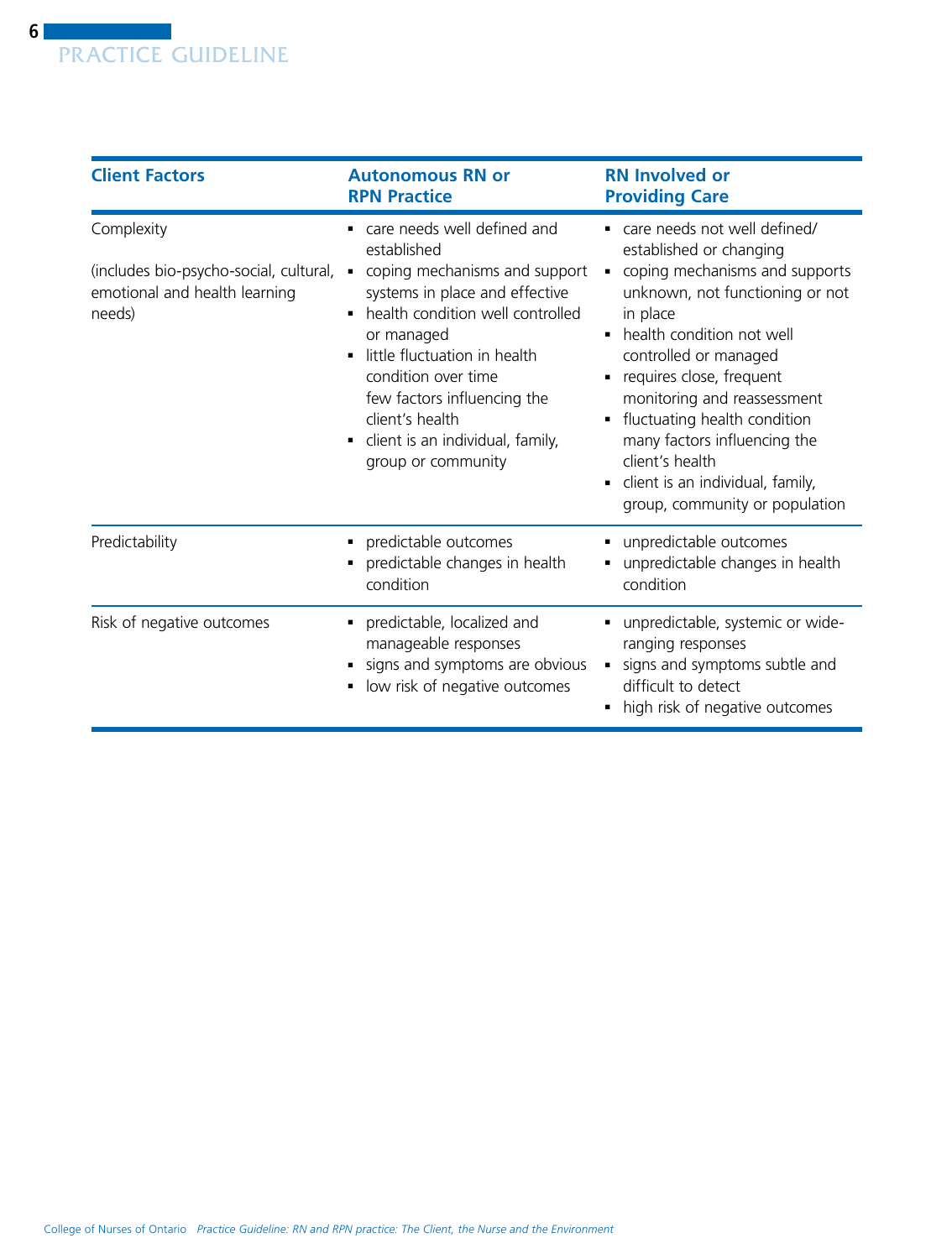| Client Factors | Autonomous RN or RPN Practice | RN Involved or Providing Care |
|---|---|---|
| Complexity<br><br>(includes bio-psycho-social, cultural, emotional and health learning needs) | ▪ care needs well defined and established<br>▪ coping mechanisms and support systems in place and effective<br>▪ health condition well controlled or managed<br>▪ little fluctuation in health condition over time few factors influencing the client's health<br>▪ client is an individual, family, group or community | ▪ care needs not well defined/ established or changing<br>▪ coping mechanisms and supports unknown, not functioning or not in place<br>▪ health condition not well controlled or managed<br>▪ requires close, frequent monitoring and reassessment<br>▪ fluctuating health condition many factors influencing the client's health<br>▪ client is an individual, family, group, community or population |
| Predictability | ▪ predictable outcomes<br>▪ predictable changes in health condition | ▪ unpredictable outcomes<br>▪ unpredictable changes in health condition |
| Risk of negative outcomes | ▪ predictable, localized and manageable responses<br>▪ signs and symptoms are obvious<br>▪ low risk of negative outcomes | ▪ unpredictable, systemic or wide-ranging responses<br>▪ signs and symptoms subtle and difficult to detect<br>▪ high risk of negative outcomes |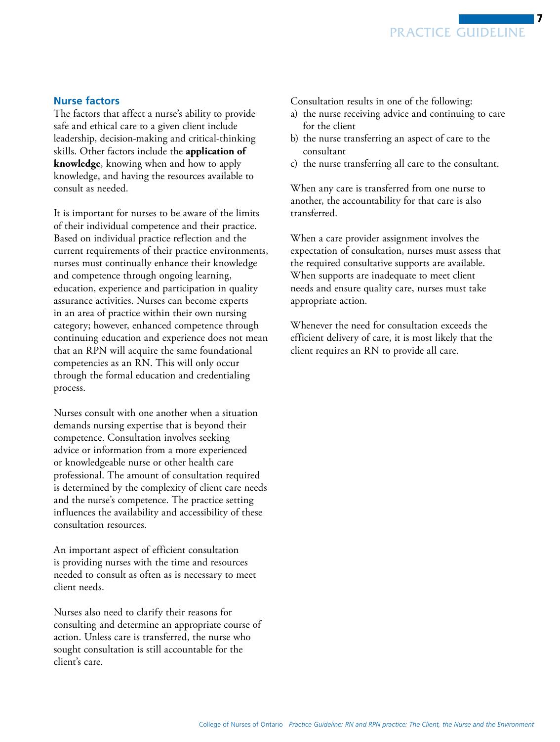## Nurse factors

The factors that affect a nurse's ability to provide safe and ethical care to a given client include leadership, decision-making and critical-thinking skills. Other factors include the **application of knowledge**, knowing when and how to apply knowledge, and having the resources available to consult as needed.

It is important for nurses to be aware of the limits of their individual competence and their practice. Based on individual practice reflection and the current requirements of their practice environments, nurses must continually enhance their knowledge and competence through ongoing learning, education, experience and participation in quality assurance activities. Nurses can become experts in an area of practice within their own nursing category; however, enhanced competence through continuing education and experience does not mean that an RPN will acquire the same foundational competencies as an RN. This will only occur through the formal education and credentialing process.

Nurses consult with one another when a situation demands nursing expertise that is beyond their competence. Consultation involves seeking advice or information from a more experienced or knowledgeable nurse or other health care professional. The amount of consultation required is determined by the complexity of client care needs and the nurse's competence. The practice setting influences the availability and accessibility of these consultation resources.

An important aspect of efficient consultation is providing nurses with the time and resources needed to consult as often as is necessary to meet client needs.

Nurses also need to clarify their reasons for consulting and determine an appropriate course of action. Unless care is transferred, the nurse who sought consultation is still accountable for the client's care.

Consultation results in one of the following:

a) the nurse receiving advice and continuing to care for the client
b) the nurse transferring an aspect of care to the consultant
c) the nurse transferring all care to the consultant.

When any care is transferred from one nurse to another, the accountability for that care is also transferred.

When a care provider assignment involves the expectation of consultation, nurses must assess that the required consultative supports are available. When supports are inadequate to meet client needs and ensure quality care, nurses must take appropriate action.

Whenever the need for consultation exceeds the efficient delivery of care, it is most likely that the client requires an RN to provide all care.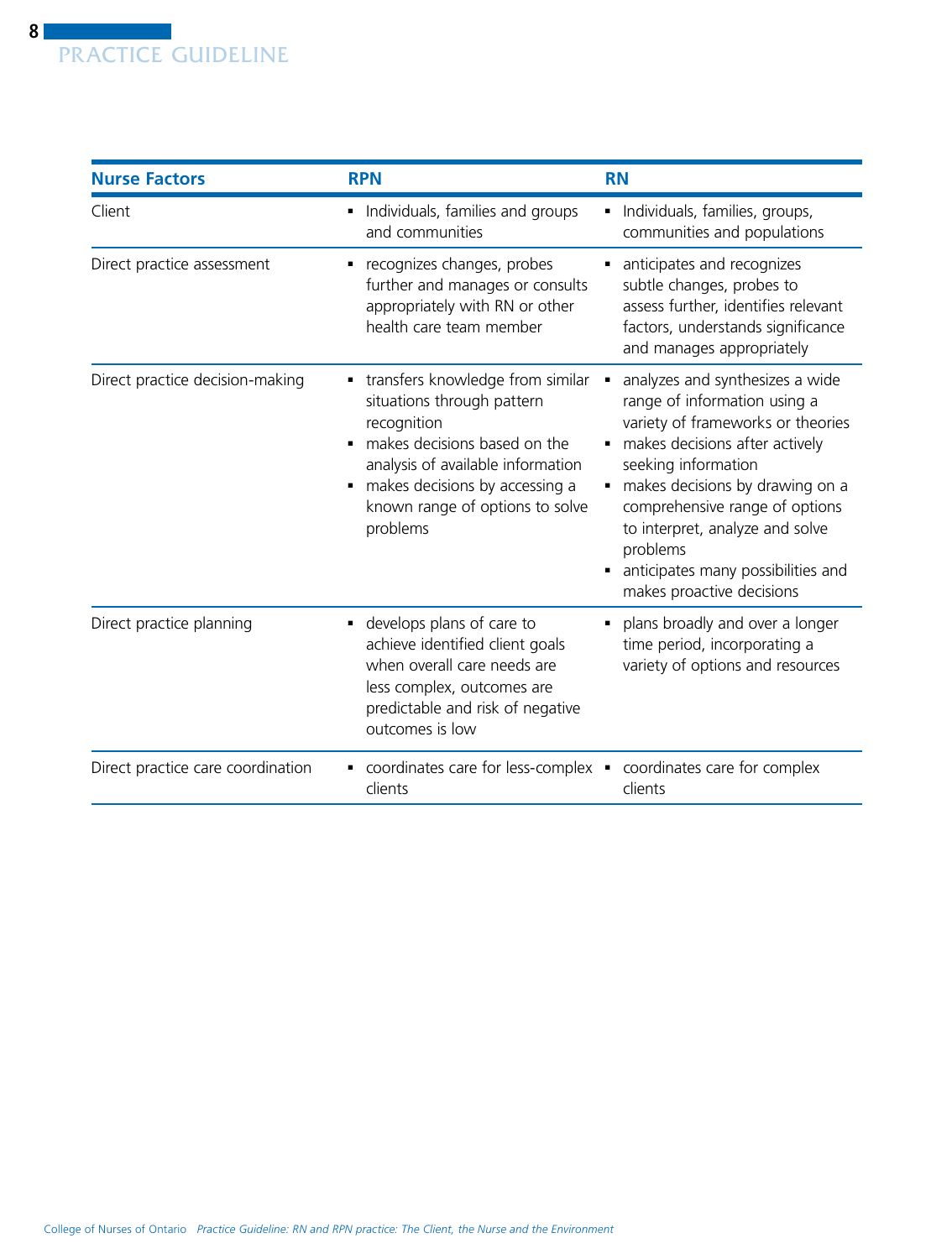| Nurse Factors | RPN | RN |
|---|---|---|
| Client | ▪ Individuals, families and groups and communities | ▪ Individuals, families, groups, communities and populations |
| Direct practice assessment | ▪ recognizes changes, probes further and manages or consults appropriately with RN or other health care team member | ▪ anticipates and recognizes subtle changes, probes to assess further, identifies relevant factors, understands significance and manages appropriately |
| Direct practice decision-making | ▪ transfers knowledge from similar situations through pattern recognition<br>▪ makes decisions based on the analysis of available information<br>▪ makes decisions by accessing a known range of options to solve problems | ▪ analyzes and synthesizes a wide range of information using a variety of frameworks or theories<br>▪ makes decisions after actively seeking information<br>▪ makes decisions by drawing on a comprehensive range of options to interpret, analyze and solve problems<br>▪ anticipates many possibilities and makes proactive decisions |
| Direct practice planning | ▪ develops plans of care to achieve identified client goals when overall care needs are less complex, outcomes are predictable and risk of negative outcomes is low | ▪ plans broadly and over a longer time period, incorporating a variety of options and resources |
| Direct practice care coordination | ▪ coordinates care for less-complex clients | ▪ coordinates care for complex clients |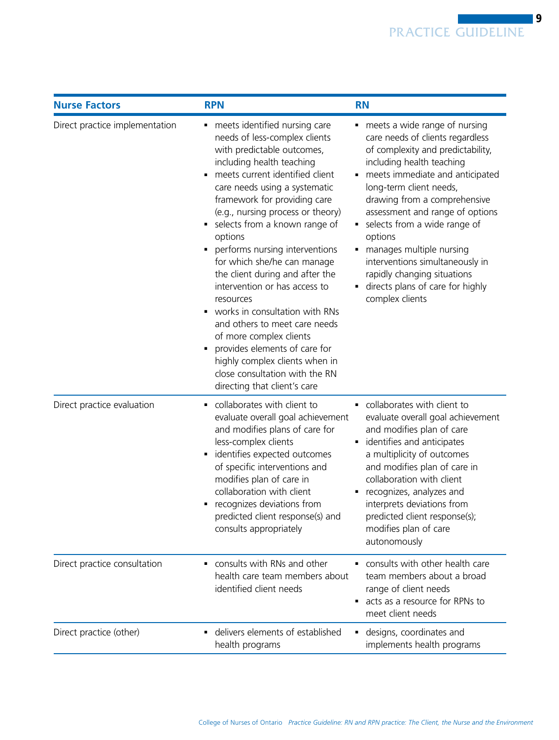| Nurse Factors | RPN | RN |
|---|---|---|
| Direct practice implementation | ▪ meets identified nursing care needs of less-complex clients with predictable outcomes, including health teaching<br>▪ meets current identified client care needs using a systematic framework for providing care (e.g., nursing process or theory)<br>▪ selects from a known range of options<br>▪ performs nursing interventions for which she/he can manage the client during and after the intervention or has access to resources<br>▪ works in consultation with RNs and others to meet care needs of more complex clients<br>▪ provides elements of care for highly complex clients when in close consultation with the RN directing that client's care | ▪ meets a wide range of nursing care needs of clients regardless of complexity and predictability, including health teaching<br>▪ meets immediate and anticipated long-term client needs, drawing from a comprehensive assessment and range of options<br>▪ selects from a wide range of options<br>▪ manages multiple nursing interventions simultaneously in rapidly changing situations<br>▪ directs plans of care for highly complex clients |
| Direct practice evaluation | ▪ collaborates with client to evaluate overall goal achievement and modifies plans of care for less-complex clients<br>▪ identifies expected outcomes of specific interventions and modifies plan of care in collaboration with client<br>▪ recognizes deviations from predicted client response(s) and consults appropriately | ▪ collaborates with client to evaluate overall goal achievement and modifies plan of care<br>▪ identifies and anticipates a multiplicity of outcomes and modifies plan of care in collaboration with client<br>▪ recognizes, analyzes and interprets deviations from predicted client response(s); modifies plan of care autonomously |
| Direct practice consultation | ▪ consults with RNs and other health care team members about identified client needs | ▪ consults with other health care team members about a broad range of client needs<br>▪ acts as a resource for RPNs to meet client needs |
| Direct practice (other) | ▪ delivers elements of established health programs | ▪ designs, coordinates and implements health programs |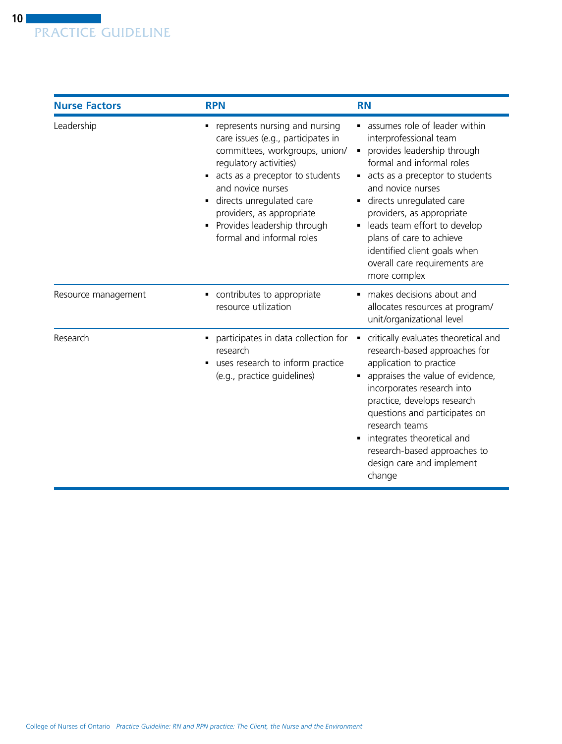| Nurse Factors | RPN | RN |
|---|---|---|
| Leadership | ▪ represents nursing and nursing care issues (e.g., participates in committees, workgroups, union/regulatory activities)<br>▪ acts as a preceptor to students and novice nurses<br>▪ directs unregulated care providers, as appropriate<br>▪ Provides leadership through formal and informal roles | ▪ assumes role of leader within interprofessional team<br>▪ provides leadership through formal and informal roles<br>▪ acts as a preceptor to students and novice nurses<br>▪ directs unregulated care providers, as appropriate<br>▪ leads team effort to develop plans of care to achieve identified client goals when overall care requirements are more complex |
| Resource management | ▪ contributes to appropriate resource utilization | ▪ makes decisions about and allocates resources at program/unit/organizational level |
| Research | ▪ participates in data collection for research<br>▪ uses research to inform practice (e.g., practice guidelines) | ▪ critically evaluates theoretical and research-based approaches for application to practice<br>▪ appraises the value of evidence, incorporates research into practice, develops research questions and participates on research teams<br>▪ integrates theoretical and research-based approaches to design care and implement change |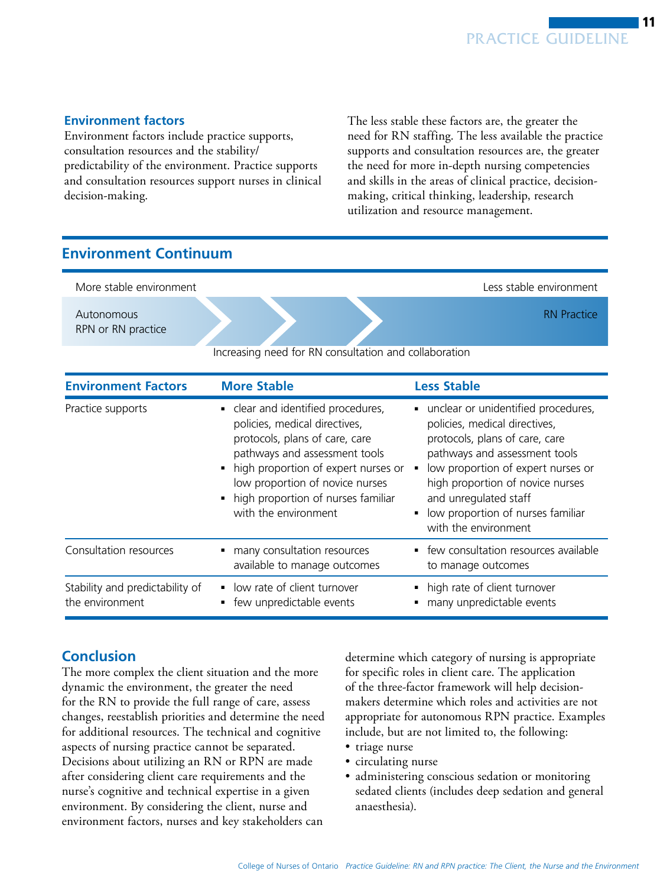### Environment factors

Environment factors include practice supports, consultation resources and the stability/predictability of the environment. Practice supports and consultation resources support nurses in clinical decision-making.

The less stable these factors are, the greater the need for RN staffing. The less available the practice supports and consultation resources are, the greater the need for more in-depth nursing competencies and skills in the areas of clinical practice, decision-making, critical thinking, leadership, research utilization and resource management.

## Environment Continuum

More stable environment — Less stable environment

Autonomous RPN or RN practice → RN Practice

Increasing need for RN consultation and collaboration

| Environment Factors | More Stable | Less Stable |
|---|---|---|
| Practice supports | ▪ clear and identified procedures, policies, medical directives, protocols, plans of care, care pathways and assessment tools<br>▪ high proportion of expert nurses or low proportion of novice nurses<br>▪ high proportion of nurses familiar with the environment | ▪ unclear or unidentified procedures, policies, medical directives, protocols, plans of care, care pathways and assessment tools<br>▪ low proportion of expert nurses or high proportion of novice nurses and unregulated staff<br>▪ low proportion of nurses familiar with the environment |
| Consultation resources | ▪ many consultation resources available to manage outcomes | ▪ few consultation resources available to manage outcomes |
| Stability and predictability of the environment | ▪ low rate of client turnover<br>▪ few unpredictable events | ▪ high rate of client turnover<br>▪ many unpredictable events |

## Conclusion

The more complex the client situation and the more dynamic the environment, the greater the need for the RN to provide the full range of care, assess changes, reestablish priorities and determine the need for additional resources. The technical and cognitive aspects of nursing practice cannot be separated. Decisions about utilizing an RN or RPN are made after considering client care requirements and the nurse's cognitive and technical expertise in a given environment. By considering the client, nurse and environment factors, nurses and key stakeholders can determine which category of nursing is appropriate for specific roles in client care. The application of the three-factor framework will help decision-makers determine which roles and activities are not appropriate for autonomous RPN practice. Examples include, but are not limited to, the following:

- triage nurse
- circulating nurse
- administering conscious sedation or monitoring sedated clients (includes deep sedation and general anaesthesia).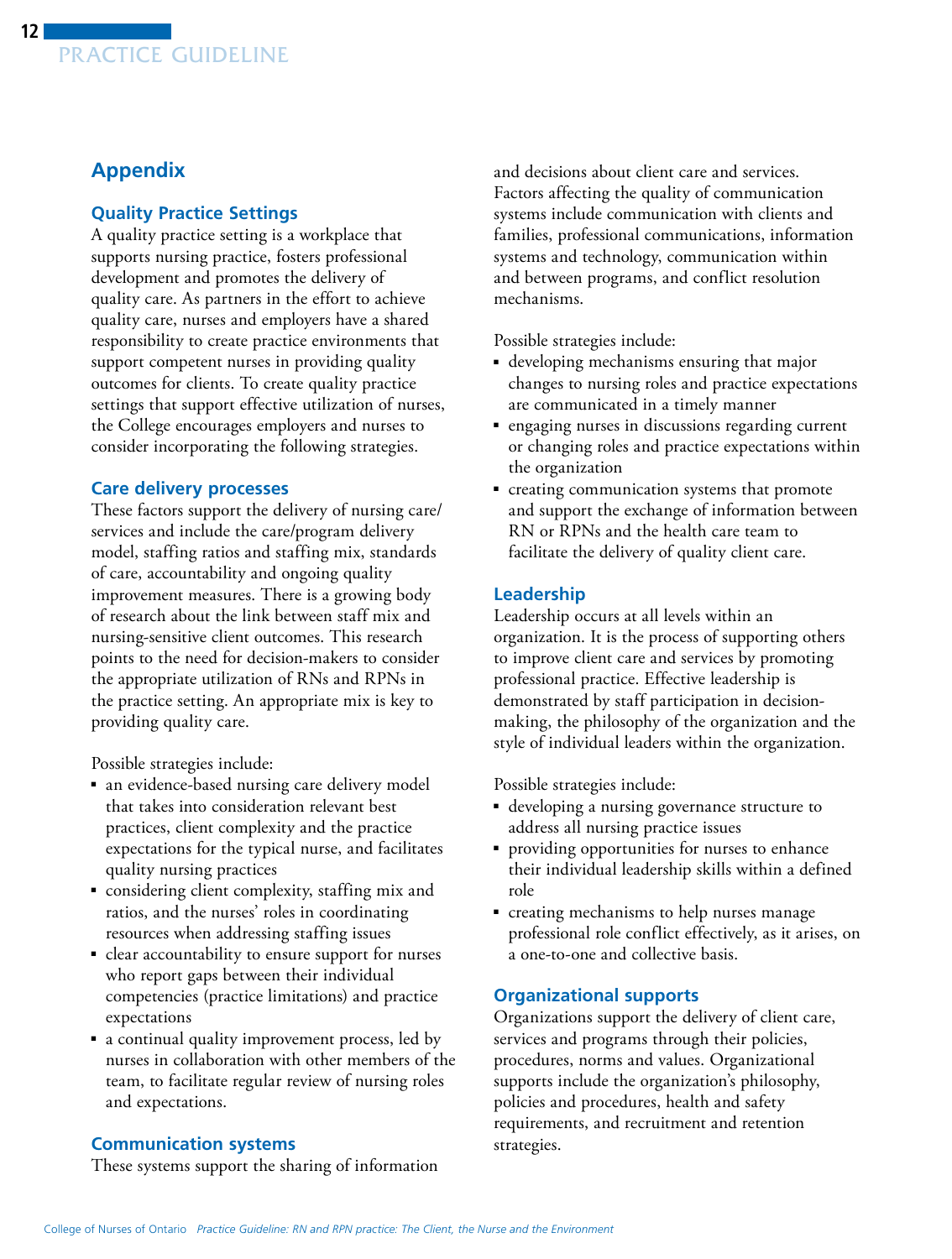## Appendix

### Quality Practice Settings

A quality practice setting is a workplace that supports nursing practice, fosters professional development and promotes the delivery of quality care. As partners in the effort to achieve quality care, nurses and employers have a shared responsibility to create practice environments that support competent nurses in providing quality outcomes for clients. To create quality practice settings that support effective utilization of nurses, the College encourages employers and nurses to consider incorporating the following strategies.

### Care delivery processes

These factors support the delivery of nursing care/ services and include the care/program delivery model, staffing ratios and staffing mix, standards of care, accountability and ongoing quality improvement measures. There is a growing body of research about the link between staff mix and nursing-sensitive client outcomes. This research points to the need for decision-makers to consider the appropriate utilization of RNs and RPNs in the practice setting. An appropriate mix is key to providing quality care.

Possible strategies include:

- an evidence-based nursing care delivery model that takes into consideration relevant best practices, client complexity and the practice expectations for the typical nurse, and facilitates quality nursing practices
- considering client complexity, staffing mix and ratios, and the nurses' roles in coordinating resources when addressing staffing issues
- clear accountability to ensure support for nurses who report gaps between their individual competencies (practice limitations) and practice expectations
- a continual quality improvement process, led by nurses in collaboration with other members of the team, to facilitate regular review of nursing roles and expectations.

### Communication systems

These systems support the sharing of information and decisions about client care and services. Factors affecting the quality of communication systems include communication with clients and families, professional communications, information systems and technology, communication within and between programs, and conflict resolution mechanisms.

Possible strategies include:

- developing mechanisms ensuring that major changes to nursing roles and practice expectations are communicated in a timely manner
- engaging nurses in discussions regarding current or changing roles and practice expectations within the organization
- creating communication systems that promote and support the exchange of information between RN or RPNs and the health care team to facilitate the delivery of quality client care.

### Leadership

Leadership occurs at all levels within an organization. It is the process of supporting others to improve client care and services by promoting professional practice. Effective leadership is demonstrated by staff participation in decision-making, the philosophy of the organization and the style of individual leaders within the organization.

Possible strategies include:

- developing a nursing governance structure to address all nursing practice issues
- providing opportunities for nurses to enhance their individual leadership skills within a defined role
- creating mechanisms to help nurses manage professional role conflict effectively, as it arises, on a one-to-one and collective basis.

### Organizational supports

Organizations support the delivery of client care, services and programs through their policies, procedures, norms and values. Organizational supports include the organization's philosophy, policies and procedures, health and safety requirements, and recruitment and retention strategies.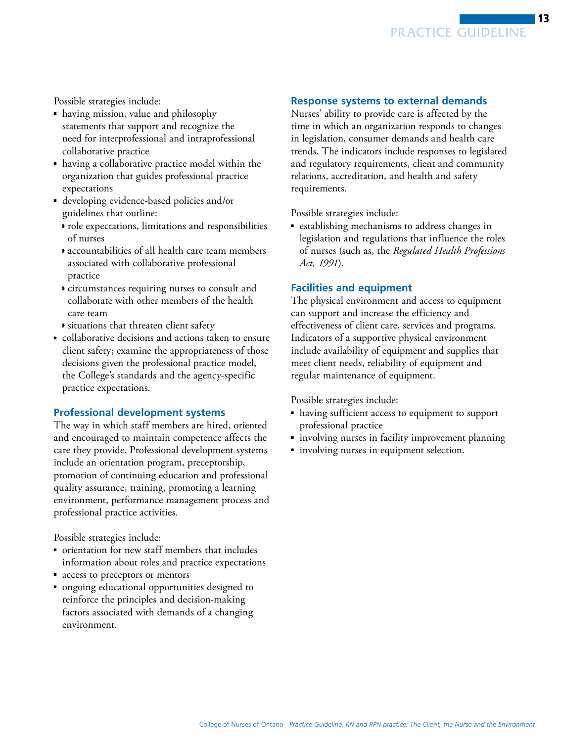Possible strategies include:

- having mission, value and philosophy statements that support and recognize the need for interprofessional and intraprofessional collaborative practice
- having a collaborative practice model within the organization that guides professional practice expectations
- developing evidence-based policies and/or guidelines that outline:
  - role expectations, limitations and responsibilities of nurses
  - accountabilities of all health care team members associated with collaborative professional practice
  - circumstances requiring nurses to consult and collaborate with other members of the health care team
  - situations that threaten client safety
- collaborative decisions and actions taken to ensure client safety; examine the appropriateness of those decisions given the professional practice model, the College's standards and the agency-specific practice expectations.

### Professional development systems

The way in which staff members are hired, oriented and encouraged to maintain competence affects the care they provide. Professional development systems include an orientation program, preceptorship, promotion of continuing education and professional quality assurance, training, promoting a learning environment, performance management process and professional practice activities.

Possible strategies include:

- orientation for new staff members that includes information about roles and practice expectations
- access to preceptors or mentors
- ongoing educational opportunities designed to reinforce the principles and decision-making factors associated with demands of a changing environment.

### Response systems to external demands

Nurses' ability to provide care is affected by the time in which an organization responds to changes in legislation, consumer demands and health care trends. The indicators include responses to legislated and regulatory requirements, client and community relations, accreditation, and health and safety requirements.

Possible strategies include:

- establishing mechanisms to address changes in legislation and regulations that influence the roles of nurses (such as, the *Regulated Health Professions Act, 1991*).

### Facilities and equipment

The physical environment and access to equipment can support and increase the efficiency and effectiveness of client care, services and programs. Indicators of a supportive physical environment include availability of equipment and supplies that meet client needs, reliability of equipment and regular maintenance of equipment.

Possible strategies include:

- having sufficient access to equipment to support professional practice
- involving nurses in facility improvement planning
- involving nurses in equipment selection.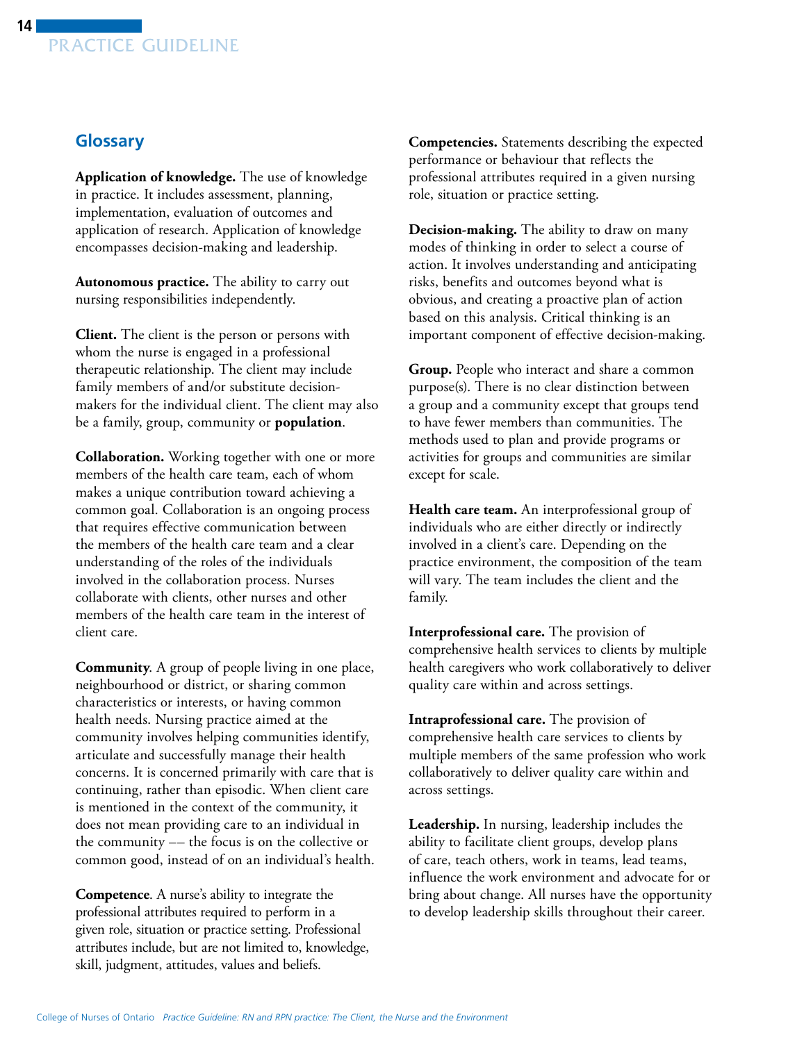## Glossary

**Application of knowledge.** The use of knowledge in practice. It includes assessment, planning, implementation, evaluation of outcomes and application of research. Application of knowledge encompasses decision-making and leadership.

**Autonomous practice.** The ability to carry out nursing responsibilities independently.

**Client.** The client is the person or persons with whom the nurse is engaged in a professional therapeutic relationship. The client may include family members of and/or substitute decision-makers for the individual client. The client may also be a family, group, community or **population**.

**Collaboration.** Working together with one or more members of the health care team, each of whom makes a unique contribution toward achieving a common goal. Collaboration is an ongoing process that requires effective communication between the members of the health care team and a clear understanding of the roles of the individuals involved in the collaboration process. Nurses collaborate with clients, other nurses and other members of the health care team in the interest of client care.

**Community**. A group of people living in one place, neighbourhood or district, or sharing common characteristics or interests, or having common health needs. Nursing practice aimed at the community involves helping communities identify, articulate and successfully manage their health concerns. It is concerned primarily with care that is continuing, rather than episodic. When client care is mentioned in the context of the community, it does not mean providing care to an individual in the community –– the focus is on the collective or common good, instead of on an individual's health.

**Competence**. A nurse's ability to integrate the professional attributes required to perform in a given role, situation or practice setting. Professional attributes include, but are not limited to, knowledge, skill, judgment, attitudes, values and beliefs.

**Competencies.** Statements describing the expected performance or behaviour that reflects the professional attributes required in a given nursing role, situation or practice setting.

**Decision-making.** The ability to draw on many modes of thinking in order to select a course of action. It involves understanding and anticipating risks, benefits and outcomes beyond what is obvious, and creating a proactive plan of action based on this analysis. Critical thinking is an important component of effective decision-making.

**Group.** People who interact and share a common purpose(s). There is no clear distinction between a group and a community except that groups tend to have fewer members than communities. The methods used to plan and provide programs or activities for groups and communities are similar except for scale.

**Health care team.** An interprofessional group of individuals who are either directly or indirectly involved in a client's care. Depending on the practice environment, the composition of the team will vary. The team includes the client and the family.

**Interprofessional care.** The provision of comprehensive health services to clients by multiple health caregivers who work collaboratively to deliver quality care within and across settings.

**Intraprofessional care.** The provision of comprehensive health care services to clients by multiple members of the same profession who work collaboratively to deliver quality care within and across settings.

**Leadership.** In nursing, leadership includes the ability to facilitate client groups, develop plans of care, teach others, work in teams, lead teams, influence the work environment and advocate for or bring about change. All nurses have the opportunity to develop leadership skills throughout their career.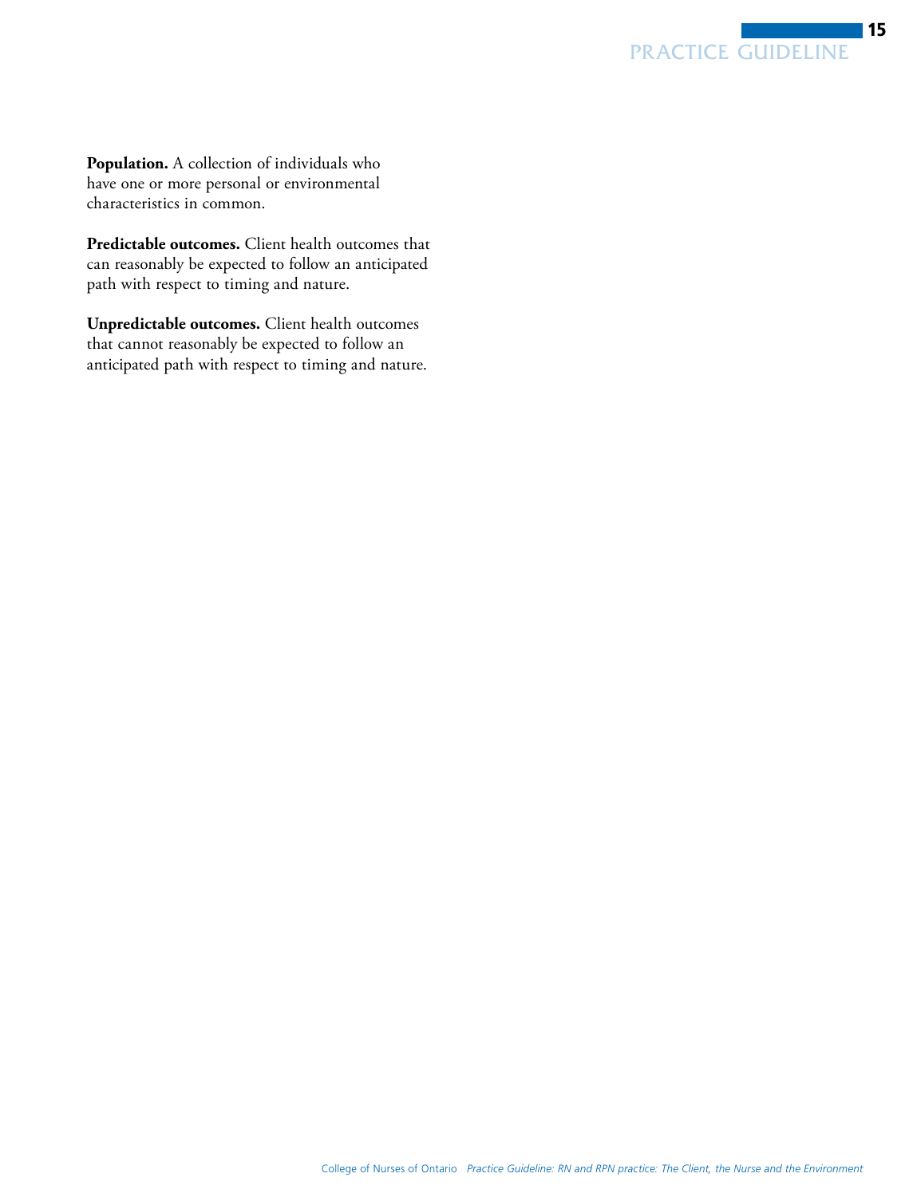**Population.** A collection of individuals who have one or more personal or environmental characteristics in common.

**Predictable outcomes.** Client health outcomes that can reasonably be expected to follow an anticipated path with respect to timing and nature.

**Unpredictable outcomes.** Client health outcomes that cannot reasonably be expected to follow an anticipated path with respect to timing and nature.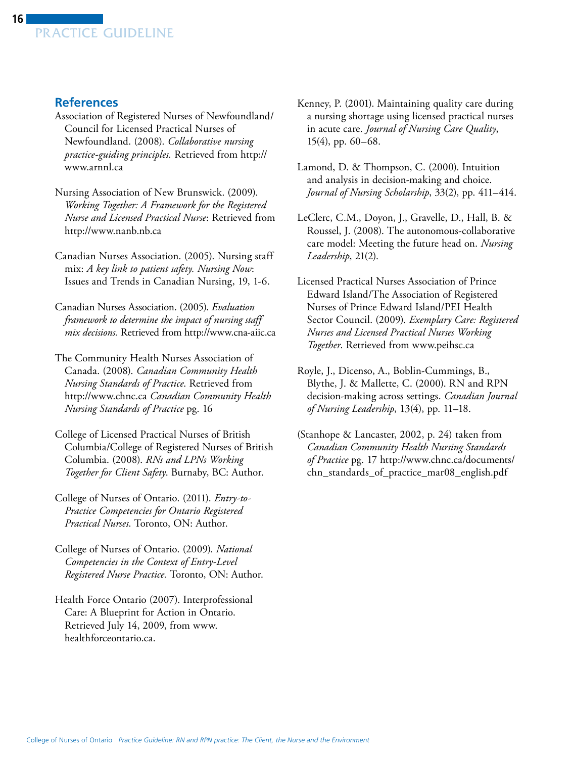## References

Association of Registered Nurses of Newfoundland/ Council for Licensed Practical Nurses of Newfoundland. (2008). *Collaborative nursing practice-guiding principles.* Retrieved from http://www.arnnl.ca

Nursing Association of New Brunswick. (2009). *Working Together: A Framework for the Registered Nurse and Licensed Practical Nurse*: Retrieved from http://www.nanb.nb.ca

Canadian Nurses Association. (2005). Nursing staff mix: *A key link to patient safety. Nursing Now*: Issues and Trends in Canadian Nursing, 19, 1-6.

Canadian Nurses Association. (2005). *Evaluation framework to determine the impact of nursing staff mix decisions.* Retrieved from http://www.cna-aiic.ca

The Community Health Nurses Association of Canada. (2008). *Canadian Community Health Nursing Standards of Practice*. Retrieved from http://www.chnc.ca *Canadian Community Health Nursing Standards of Practice* pg. 16

College of Licensed Practical Nurses of British Columbia/College of Registered Nurses of British Columbia. (2008). *RNs and LPNs Working Together for Client Safety*. Burnaby, BC: Author.

College of Nurses of Ontario. (2011). *Entry-to-Practice Competencies for Ontario Registered Practical Nurses*. Toronto, ON: Author.

College of Nurses of Ontario. (2009). *National Competencies in the Context of Entry-Level Registered Nurse Practice.* Toronto, ON: Author.

Health Force Ontario (2007). Interprofessional Care: A Blueprint for Action in Ontario. Retrieved July 14, 2009, from www.healthforceontario.ca.

Kenney, P. (2001). Maintaining quality care during a nursing shortage using licensed practical nurses in acute care. *Journal of Nursing Care Quality*, 15(4), pp. 60–68.

Lamond, D. & Thompson, C. (2000). Intuition and analysis in decision-making and choice. *Journal of Nursing Scholarship*, 33(2), pp. 411–414.

LeClerc, C.M., Doyon, J., Gravelle, D., Hall, B. & Roussel, J. (2008). The autonomous-collaborative care model: Meeting the future head on. *Nursing Leadership*, 21(2).

Licensed Practical Nurses Association of Prince Edward Island/The Association of Registered Nurses of Prince Edward Island/PEI Health Sector Council. (2009). *Exemplary Care: Registered Nurses and Licensed Practical Nurses Working Together*. Retrieved from www.peihsc.ca

Royle, J., Dicenso, A., Boblin-Cummings, B., Blythe, J. & Mallette, C. (2000). RN and RPN decision-making across settings. *Canadian Journal of Nursing Leadership*, 13(4), pp. 11–18.

(Stanhope & Lancaster, 2002, p. 24) taken from *Canadian Community Health Nursing Standards of Practice* pg. 17 http://www.chnc.ca/documents/chn_standards_of_practice_mar08_english.pdf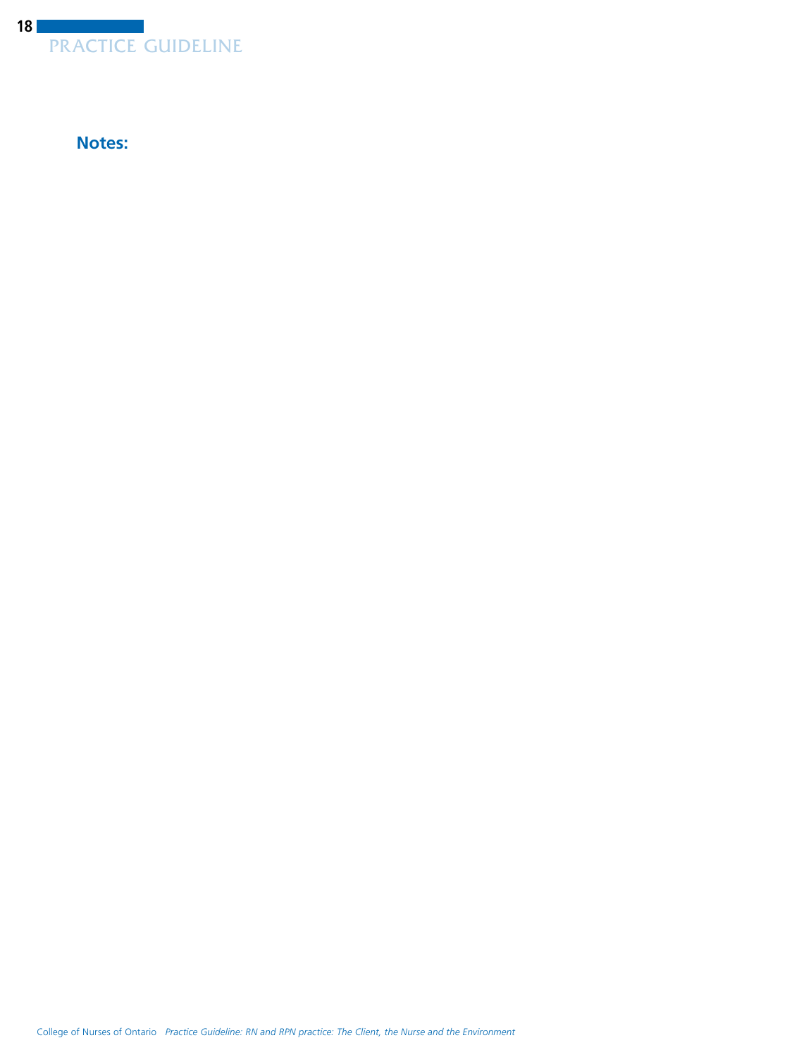**Notes:**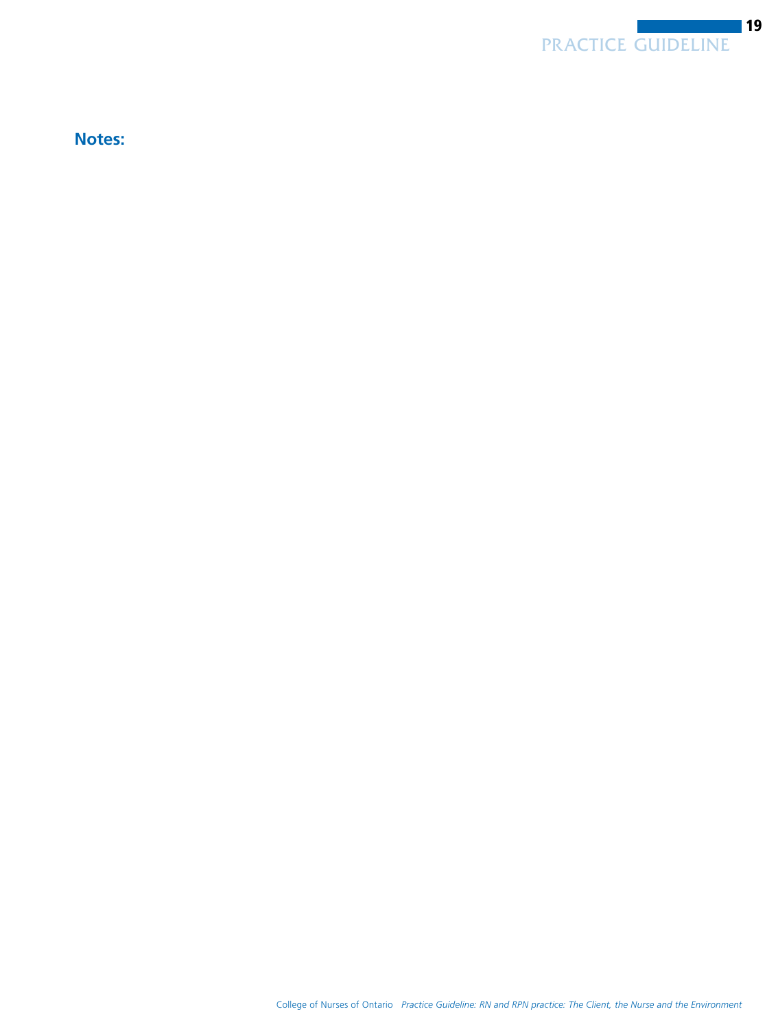**Notes:**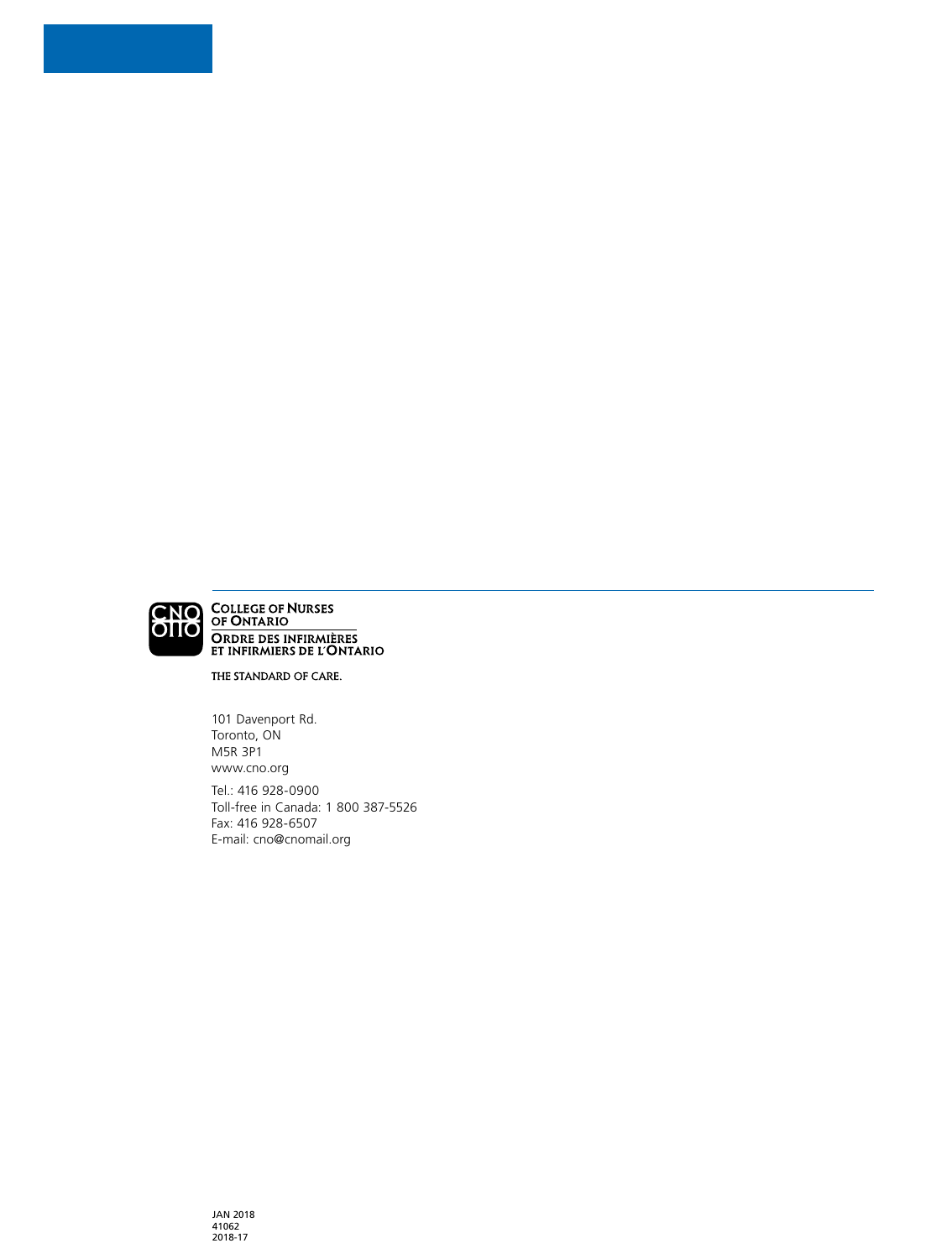COLLEGE OF NURSES
OF ONTARIO
ORDRE DES INFIRMIÈRES
ET INFIRMIERS DE L'ONTARIO

THE STANDARD OF CARE.

101 Davenport Rd.
Toronto, ON
M5R 3P1
www.cno.org

Tel.: 416 928-0900
Toll-free in Canada: 1 800 387-5526
Fax: 416 928-6507
E-mail: cno@cnomail.org

JAN 2018
41062
2018-17